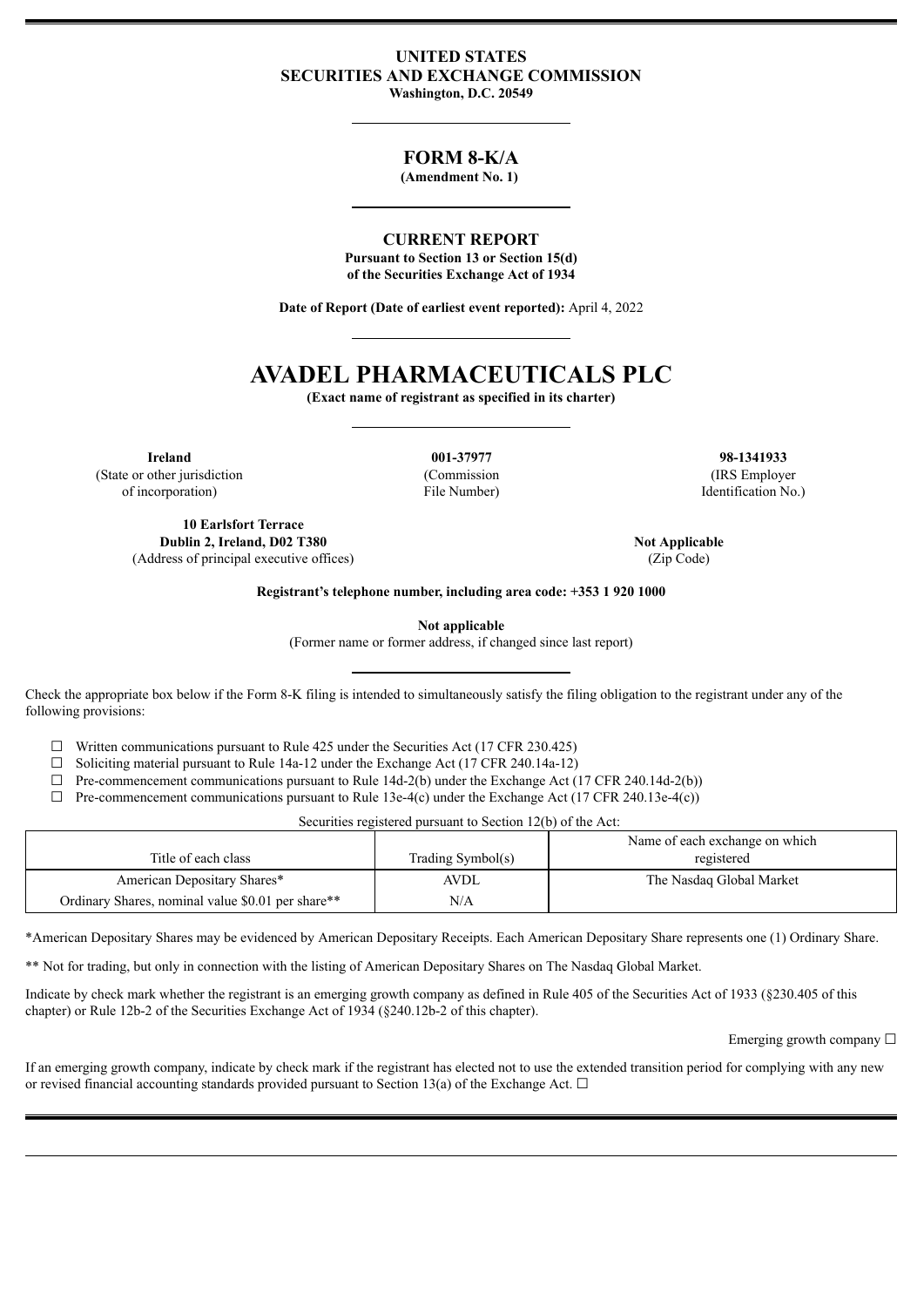**UNITED STATES**
**SECURITIES AND EXCHANGE COMMISSION**
**Washington, D.C. 20549**

# FORM 8-K/A

**(Amendment No. 1)**

## CURRENT REPORT

**Pursuant to Section 13 or Section 15(d)**
**of the Securities Exchange Act of 1934**

**Date of Report (Date of earliest event reported):** April 4, 2022

# AVADEL PHARMACEUTICALS PLC

**(Exact name of registrant as specified in its charter)**

| | | |
|---|---|---|
| **Ireland** | **001-37977** | **98-1341933** |
| (State or other jurisdiction of incorporation) | (Commission File Number) | (IRS Employer Identification No.) |

| | |
|---|---|
| **10 Earlsfort Terrace** **Dublin 2, Ireland, D02 T380** | **Not Applicable** |
| (Address of principal executive offices) | (Zip Code) |

**Registrant's telephone number, including area code: +353 1 920 1000**

**Not applicable**
(Former name or former address, if changed since last report)

Check the appropriate box below if the Form 8-K filing is intended to simultaneously satisfy the filing obligation to the registrant under any of the following provisions:

☐ Written communications pursuant to Rule 425 under the Securities Act (17 CFR 230.425)
☐ Soliciting material pursuant to Rule 14a-12 under the Exchange Act (17 CFR 240.14a-12)
☐ Pre-commencement communications pursuant to Rule 14d-2(b) under the Exchange Act (17 CFR 240.14d-2(b))
☐ Pre-commencement communications pursuant to Rule 13e-4(c) under the Exchange Act (17 CFR 240.13e-4(c))

Securities registered pursuant to Section 12(b) of the Act:

| Title of each class | Trading Symbol(s) | Name of each exchange on which registered |
|---|---|---|
| American Depositary Shares* | AVDL | The Nasdaq Global Market |
| Ordinary Shares, nominal value $0.01 per share** | N/A | |

*American Depositary Shares may be evidenced by American Depositary Receipts. Each American Depositary Share represents one (1) Ordinary Share.

** Not for trading, but only in connection with the listing of American Depositary Shares on The Nasdaq Global Market.

Indicate by check mark whether the registrant is an emerging growth company as defined in Rule 405 of the Securities Act of 1933 (§230.405 of this chapter) or Rule 12b-2 of the Securities Exchange Act of 1934 (§240.12b-2 of this chapter).

Emerging growth company ☐

If an emerging growth company, indicate by check mark if the registrant has elected not to use the extended transition period for complying with any new or revised financial accounting standards provided pursuant to Section 13(a) of the Exchange Act. ☐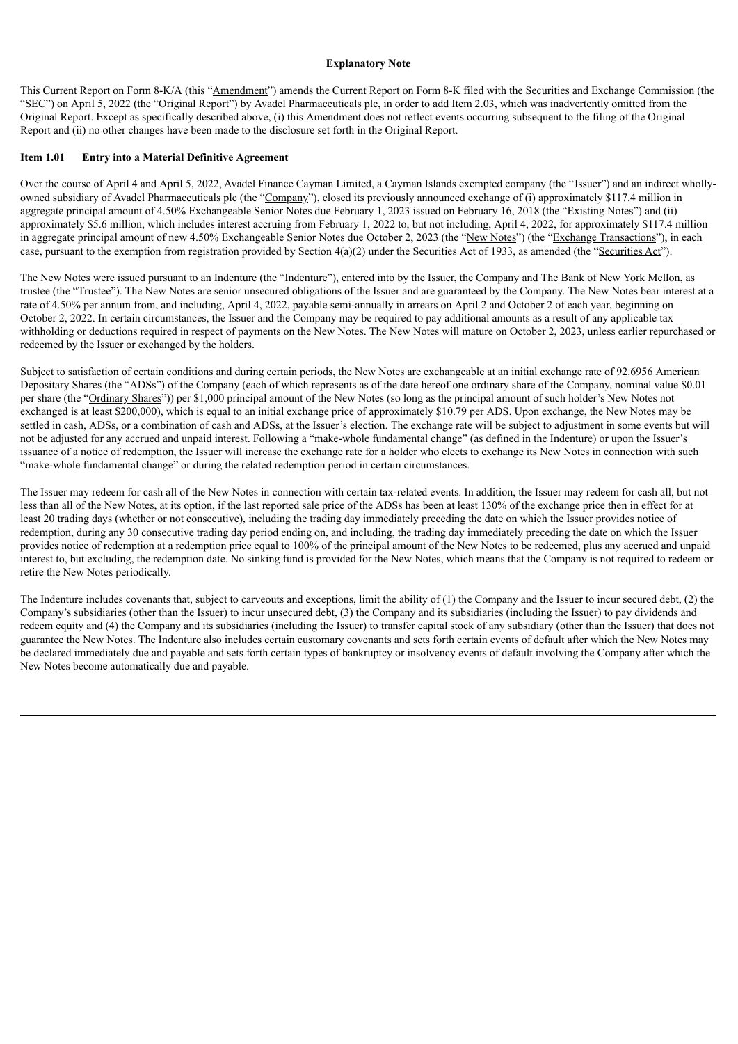**Explanatory Note**

This Current Report on Form 8-K/A (this "Amendment") amends the Current Report on Form 8-K filed with the Securities and Exchange Commission (the "SEC") on April 5, 2022 (the "Original Report") by Avadel Pharmaceuticals plc, in order to add Item 2.03, which was inadvertently omitted from the Original Report. Except as specifically described above, (i) this Amendment does not reflect events occurring subsequent to the filing of the Original Report and (ii) no other changes have been made to the disclosure set forth in the Original Report.

**Item 1.01 Entry into a Material Definitive Agreement**

Over the course of April 4 and April 5, 2022, Avadel Finance Cayman Limited, a Cayman Islands exempted company (the "Issuer") and an indirect wholly-owned subsidiary of Avadel Pharmaceuticals plc (the "Company"), closed its previously announced exchange of (i) approximately $117.4 million in aggregate principal amount of 4.50% Exchangeable Senior Notes due February 1, 2023 issued on February 16, 2018 (the "Existing Notes") and (ii) approximately $5.6 million, which includes interest accruing from February 1, 2022 to, but not including, April 4, 2022, for approximately $117.4 million in aggregate principal amount of new 4.50% Exchangeable Senior Notes due October 2, 2023 (the "New Notes") (the "Exchange Transactions"), in each case, pursuant to the exemption from registration provided by Section 4(a)(2) under the Securities Act of 1933, as amended (the "Securities Act").

The New Notes were issued pursuant to an Indenture (the "Indenture"), entered into by the Issuer, the Company and The Bank of New York Mellon, as trustee (the "Trustee"). The New Notes are senior unsecured obligations of the Issuer and are guaranteed by the Company. The New Notes bear interest at a rate of 4.50% per annum from, and including, April 4, 2022, payable semi-annually in arrears on April 2 and October 2 of each year, beginning on October 2, 2022. In certain circumstances, the Issuer and the Company may be required to pay additional amounts as a result of any applicable tax withholding or deductions required in respect of payments on the New Notes. The New Notes will mature on October 2, 2023, unless earlier repurchased or redeemed by the Issuer or exchanged by the holders.

Subject to satisfaction of certain conditions and during certain periods, the New Notes are exchangeable at an initial exchange rate of 92.6956 American Depositary Shares (the "ADSs") of the Company (each of which represents as of the date hereof one ordinary share of the Company, nominal value $0.01 per share (the "Ordinary Shares")) per $1,000 principal amount of the New Notes (so long as the principal amount of such holder's New Notes not exchanged is at least $200,000), which is equal to an initial exchange price of approximately $10.79 per ADS. Upon exchange, the New Notes may be settled in cash, ADSs, or a combination of cash and ADSs, at the Issuer's election. The exchange rate will be subject to adjustment in some events but will not be adjusted for any accrued and unpaid interest. Following a "make-whole fundamental change" (as defined in the Indenture) or upon the Issuer's issuance of a notice of redemption, the Issuer will increase the exchange rate for a holder who elects to exchange its New Notes in connection with such "make-whole fundamental change" or during the related redemption period in certain circumstances.

The Issuer may redeem for cash all of the New Notes in connection with certain tax-related events. In addition, the Issuer may redeem for cash all, but not less than all of the New Notes, at its option, if the last reported sale price of the ADSs has been at least 130% of the exchange price then in effect for at least 20 trading days (whether or not consecutive), including the trading day immediately preceding the date on which the Issuer provides notice of redemption, during any 30 consecutive trading day period ending on, and including, the trading day immediately preceding the date on which the Issuer provides notice of redemption at a redemption price equal to 100% of the principal amount of the New Notes to be redeemed, plus any accrued and unpaid interest to, but excluding, the redemption date. No sinking fund is provided for the New Notes, which means that the Company is not required to redeem or retire the New Notes periodically.

The Indenture includes covenants that, subject to carveouts and exceptions, limit the ability of (1) the Company and the Issuer to incur secured debt, (2) the Company's subsidiaries (other than the Issuer) to incur unsecured debt, (3) the Company and its subsidiaries (including the Issuer) to pay dividends and redeem equity and (4) the Company and its subsidiaries (including the Issuer) to transfer capital stock of any subsidiary (other than the Issuer) that does not guarantee the New Notes. The Indenture also includes certain customary covenants and sets forth certain events of default after which the New Notes may be declared immediately due and payable and sets forth certain types of bankruptcy or insolvency events of default involving the Company after which the New Notes become automatically due and payable.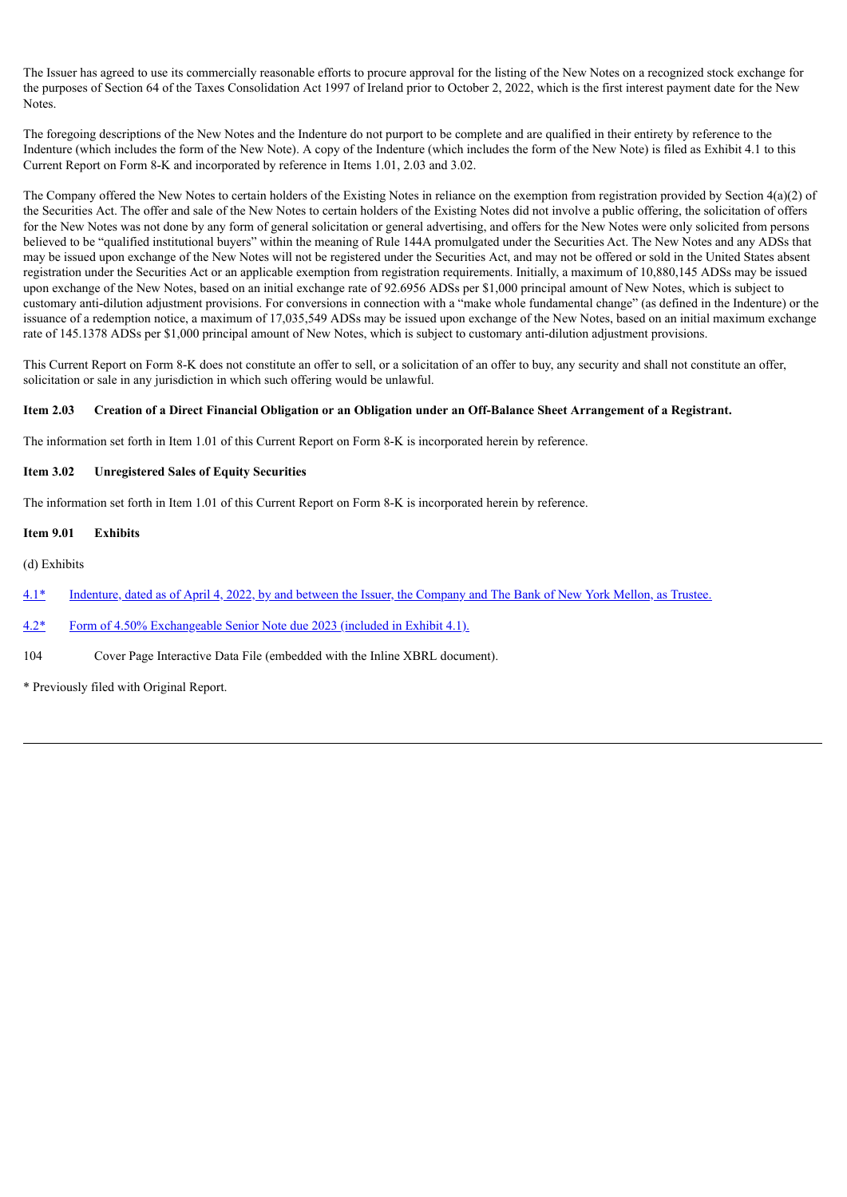The Issuer has agreed to use its commercially reasonable efforts to procure approval for the listing of the New Notes on a recognized stock exchange for the purposes of Section 64 of the Taxes Consolidation Act 1997 of Ireland prior to October 2, 2022, which is the first interest payment date for the New Notes.

The foregoing descriptions of the New Notes and the Indenture do not purport to be complete and are qualified in their entirety by reference to the Indenture (which includes the form of the New Note). A copy of the Indenture (which includes the form of the New Note) is filed as Exhibit 4.1 to this Current Report on Form 8-K and incorporated by reference in Items 1.01, 2.03 and 3.02.

The Company offered the New Notes to certain holders of the Existing Notes in reliance on the exemption from registration provided by Section 4(a)(2) of the Securities Act. The offer and sale of the New Notes to certain holders of the Existing Notes did not involve a public offering, the solicitation of offers for the New Notes was not done by any form of general solicitation or general advertising, and offers for the New Notes were only solicited from persons believed to be "qualified institutional buyers" within the meaning of Rule 144A promulgated under the Securities Act. The New Notes and any ADSs that may be issued upon exchange of the New Notes will not be registered under the Securities Act, and may not be offered or sold in the United States absent registration under the Securities Act or an applicable exemption from registration requirements. Initially, a maximum of 10,880,145 ADSs may be issued upon exchange of the New Notes, based on an initial exchange rate of 92.6956 ADSs per $1,000 principal amount of New Notes, which is subject to customary anti-dilution adjustment provisions. For conversions in connection with a "make whole fundamental change" (as defined in the Indenture) or the issuance of a redemption notice, a maximum of 17,035,549 ADSs may be issued upon exchange of the New Notes, based on an initial maximum exchange rate of 145.1378 ADSs per $1,000 principal amount of New Notes, which is subject to customary anti-dilution adjustment provisions.

This Current Report on Form 8-K does not constitute an offer to sell, or a solicitation of an offer to buy, any security and shall not constitute an offer, solicitation or sale in any jurisdiction in which such offering would be unlawful.

**Item 2.03 Creation of a Direct Financial Obligation or an Obligation under an Off-Balance Sheet Arrangement of a Registrant.**

The information set forth in Item 1.01 of this Current Report on Form 8-K is incorporated herein by reference.

**Item 3.02 Unregistered Sales of Equity Securities**

The information set forth in Item 1.01 of this Current Report on Form 8-K is incorporated herein by reference.

**Item 9.01 Exhibits**

(d) Exhibits

| | |
|---|---|
| 4.1* | Indenture, dated as of April 4, 2022, by and between the Issuer, the Company and The Bank of New York Mellon, as Trustee. |
| 4.2* | Form of 4.50% Exchangeable Senior Note due 2023 (included in Exhibit 4.1). |
| 104 | Cover Page Interactive Data File (embedded with the Inline XBRL document). |

* Previously filed with Original Report.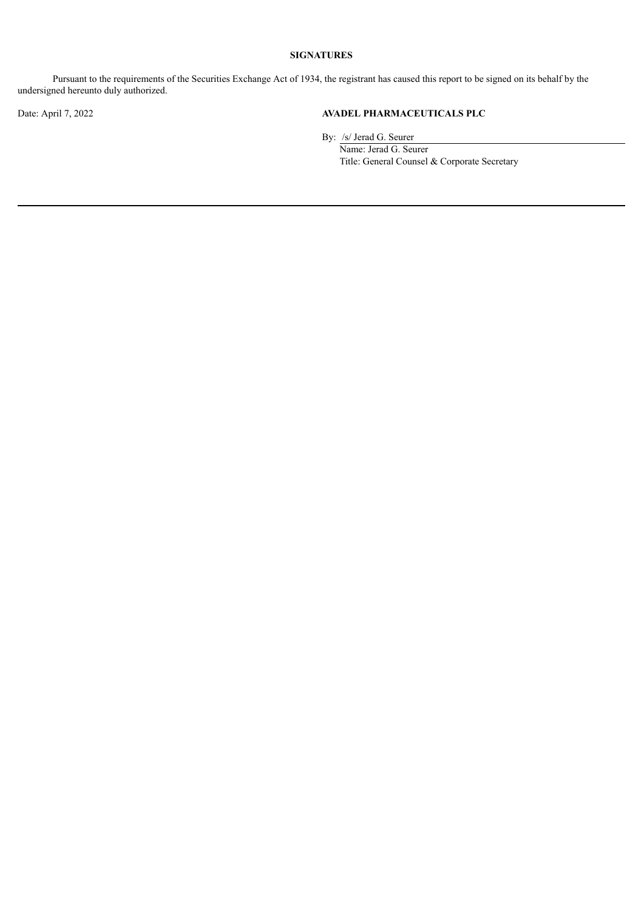## SIGNATURES

Pursuant to the requirements of the Securities Exchange Act of 1934, the registrant has caused this report to be signed on its behalf by the undersigned hereunto duly authorized.

Date: April 7, 2022

**AVADEL PHARMACEUTICALS PLC**

By: /s/ Jerad G. Seurer

Name: Jerad G. Seurer

Title: General Counsel & Corporate Secretary